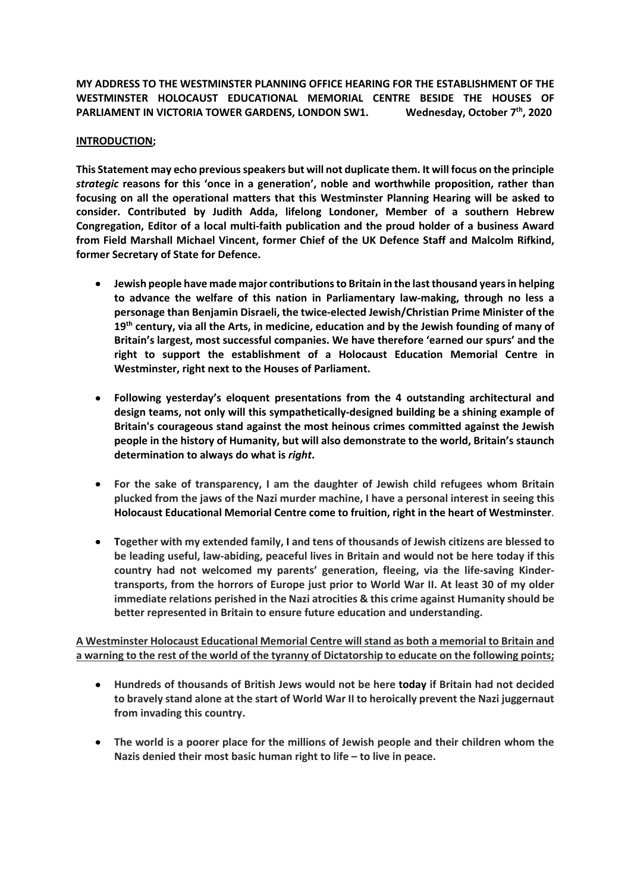**MY ADDRESS TO THE WESTMINSTER PLANNING OFFICE HEARING FOR THE ESTABLISHMENT OF THE WESTMINSTER HOLOCAUST EDUCATIONAL MEMORIAL CENTRE BESIDE THE HOUSES OF PARLIAMENT IN VICTORIA TOWER GARDENS, LONDON SW1. Wednesday, October 7th, 2020**

**<u>INTRODUCTION;</u>**

**This Statement may echo previous speakers but will not duplicate them. It will focus on the principle *strategic* reasons for this 'once in a generation', noble and worthwhile proposition, rather than focusing on all the operational matters that this Westminster Planning Hearing will be asked to consider. Contributed by Judith Adda, lifelong Londoner, Member of a southern Hebrew Congregation, Editor of a local multi-faith publication and the proud holder of a business Award from Field Marshall Michael Vincent, former Chief of the UK Defence Staff and Malcolm Rifkind, former Secretary of State for Defence.**

- **Jewish people have made major contributions to Britain in the last thousand years in helping to advance the welfare of this nation in Parliamentary law-making, through no less a personage than Benjamin Disraeli, the twice-elected Jewish/Christian Prime Minister of the 19th century, via all the Arts, in medicine, education and by the Jewish founding of many of Britain's largest, most successful companies. We have therefore 'earned our spurs' and the right to support the establishment of a Holocaust Education Memorial Centre in Westminster, right next to the Houses of Parliament.**

- **Following yesterday's eloquent presentations from the 4 outstanding architectural and design teams, not only will this sympathetically-designed building be a shining example of Britain's courageous stand against the most heinous crimes committed against the Jewish people in the history of Humanity, but will also demonstrate to the world, Britain's staunch determination to always do what is *right*.**

- For the sake of transparency, I am the daughter of Jewish child refugees whom Britain plucked from the jaws of the Nazi murder machine, I have a personal interest in seeing this **Holocaust Educational Memorial Centre come to fruition, right in the heart of Westminster**.

- **Together with my extended family, I and tens of thousands of Jewish citizens are blessed to be leading useful, law-abiding, peaceful lives in Britain and would not be here today if this country had not welcomed my parents' generation, fleeing, via the life-saving Kinder-transports, from the horrors of Europe just prior to World War II. At least 30 of my older immediate relations perished in the Nazi atrocities & this crime against Humanity should be better represented in Britain to ensure future education and understanding.**

**<u>A Westminster Holocaust Educational Memorial Centre will stand as both a memorial to Britain and a warning to the rest of the world of the tyranny of Dictatorship to educate on the following points;</u>**

- **Hundreds of thousands of British Jews would not be here today if Britain had not decided to bravely stand alone at the start of World War II to heroically prevent the Nazi juggernaut from invading this country.**

- **The world is a poorer place for the millions of Jewish people and their children whom the Nazis denied their most basic human right to life – to live in peace.**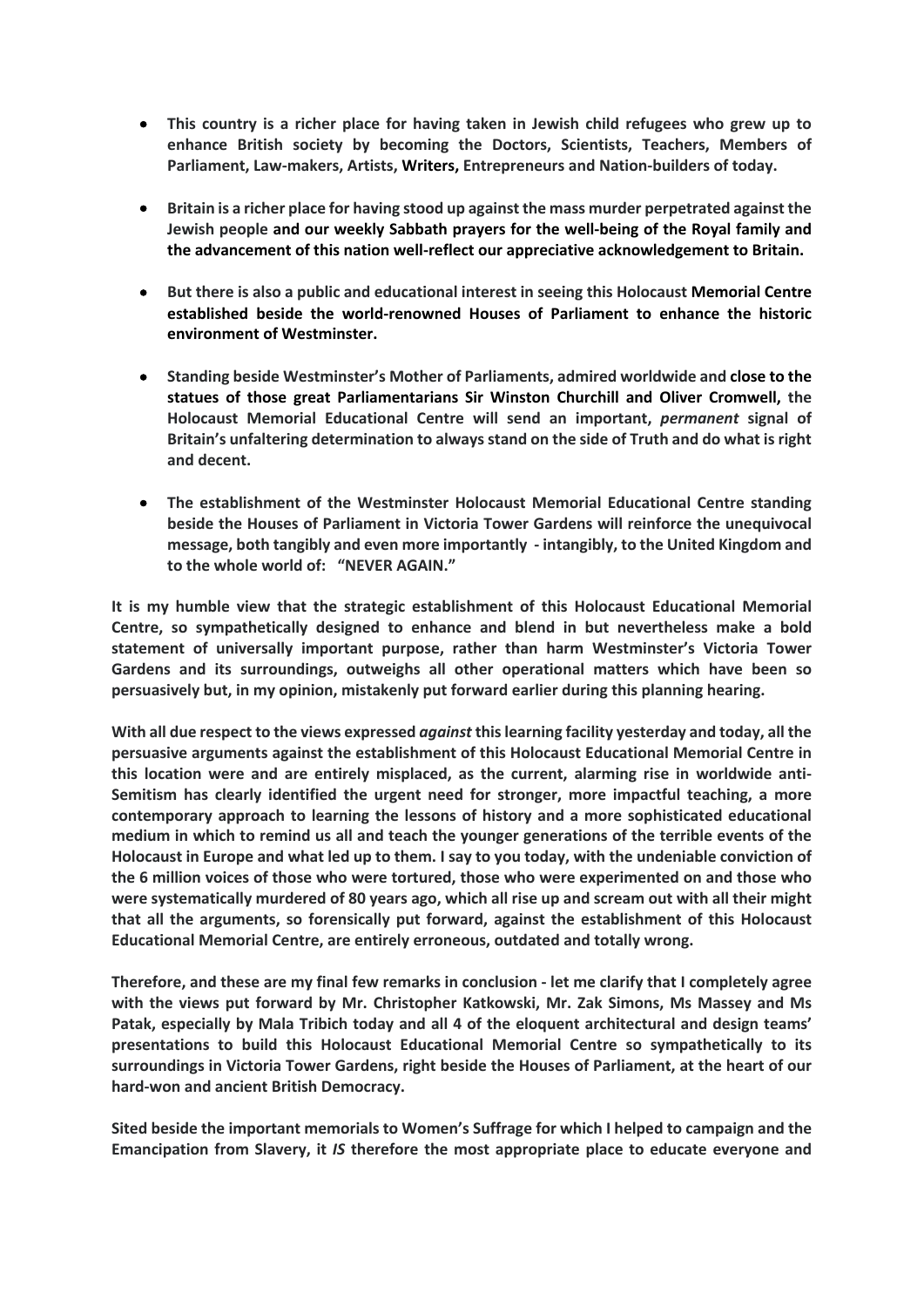- **This country is a richer place for having taken in Jewish child refugees who grew up to enhance British society by becoming the Doctors, Scientists, Teachers, Members of Parliament, Law-makers, Artists, Writers, Entrepreneurs and Nation-builders of today.**

- **Britain is a richer place for having stood up against the mass murder perpetrated against the Jewish people and our weekly Sabbath prayers for the well-being of the Royal family and the advancement of this nation well-reflect our appreciative acknowledgement to Britain.**

- **But there is also a public and educational interest in seeing this Holocaust Memorial Centre established beside the world-renowned Houses of Parliament to enhance the historic environment of Westminster.**

- **Standing beside Westminster's Mother of Parliaments, admired worldwide and close to the statues of those great Parliamentarians Sir Winston Churchill and Oliver Cromwell, the Holocaust Memorial Educational Centre will send an important, *permanent* signal of Britain's unfaltering determination to always stand on the side of Truth and do what is right and decent.**

- **The establishment of the Westminster Holocaust Memorial Educational Centre standing beside the Houses of Parliament in Victoria Tower Gardens will reinforce the unequivocal message, both tangibly and even more importantly - intangibly, to the United Kingdom and to the whole world of: "NEVER AGAIN."**

**It is my humble view that the strategic establishment of this Holocaust Educational Memorial Centre, so sympathetically designed to enhance and blend in but nevertheless make a bold statement of universally important purpose, rather than harm Westminster's Victoria Tower Gardens and its surroundings, outweighs all other operational matters which have been so persuasively but, in my opinion, mistakenly put forward earlier during this planning hearing.**

**With all due respect to the views expressed *against* this learning facility yesterday and today, all the persuasive arguments against the establishment of this Holocaust Educational Memorial Centre in this location were and are entirely misplaced, as the current, alarming rise in worldwide anti-Semitism has clearly identified the urgent need for stronger, more impactful teaching, a more contemporary approach to learning the lessons of history and a more sophisticated educational medium in which to remind us all and teach the younger generations of the terrible events of the Holocaust in Europe and what led up to them. I say to you today, with the undeniable conviction of the 6 million voices of those who were tortured, those who were experimented on and those who were systematically murdered of 80 years ago, which all rise up and scream out with all their might that all the arguments, so forensically put forward, against the establishment of this Holocaust Educational Memorial Centre, are entirely erroneous, outdated and totally wrong.**

**Therefore, and these are my final few remarks in conclusion - let me clarify that I completely agree with the views put forward by Mr. Christopher Katkowski, Mr. Zak Simons, Ms Massey and Ms Patak, especially by Mala Tribich today and all 4 of the eloquent architectural and design teams' presentations to build this Holocaust Educational Memorial Centre so sympathetically to its surroundings in Victoria Tower Gardens, right beside the Houses of Parliament, at the heart of our hard-won and ancient British Democracy.**

**Sited beside the important memorials to Women's Suffrage for which I helped to campaign and the Emancipation from Slavery, it *IS* therefore the most appropriate place to educate everyone and**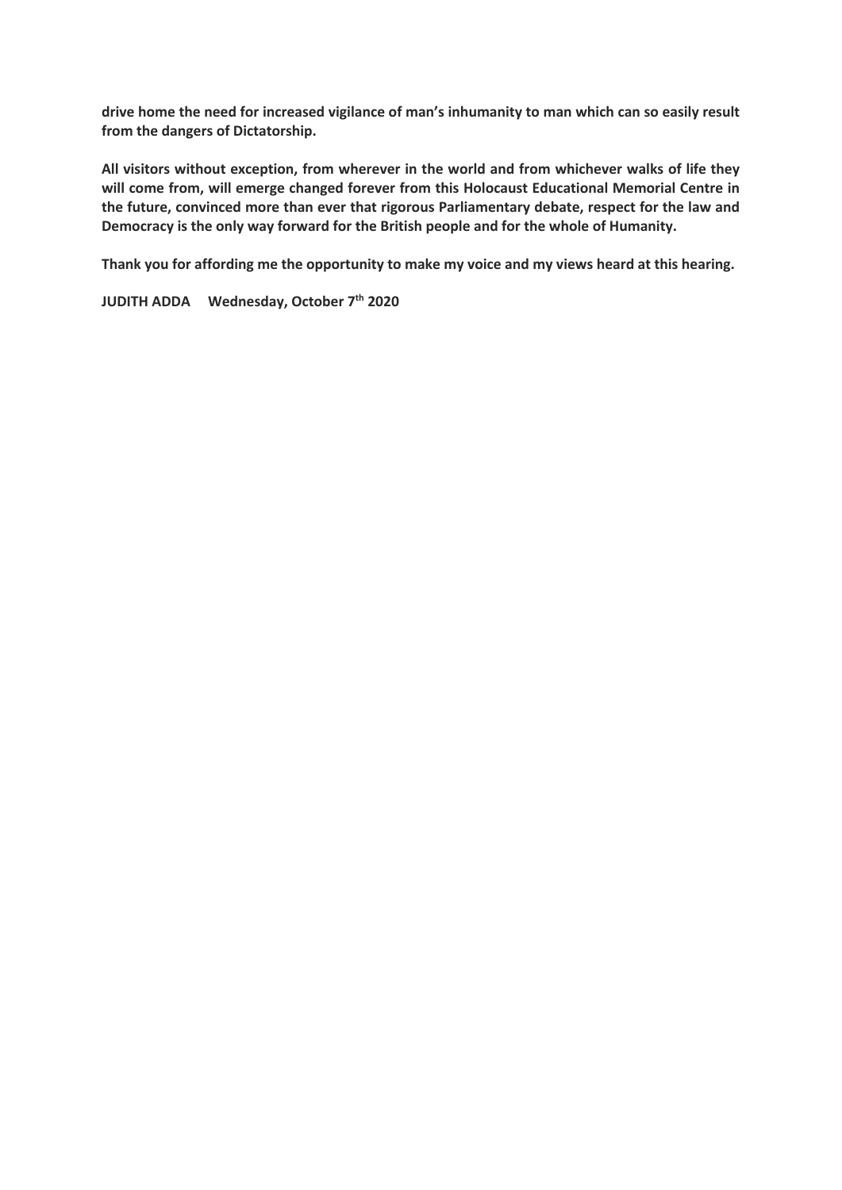**drive home the need for increased vigilance of man's inhumanity to man which can so easily result from the dangers of Dictatorship.**

**All visitors without exception, from wherever in the world and from whichever walks of life they will come from, will emerge changed forever from this Holocaust Educational Memorial Centre in the future, convinced more than ever that rigorous Parliamentary debate, respect for the law and Democracy is the only way forward for the British people and for the whole of Humanity.**

**Thank you for affording me the opportunity to make my voice and my views heard at this hearing.**

**JUDITH ADDA Wednesday, October 7th 2020**